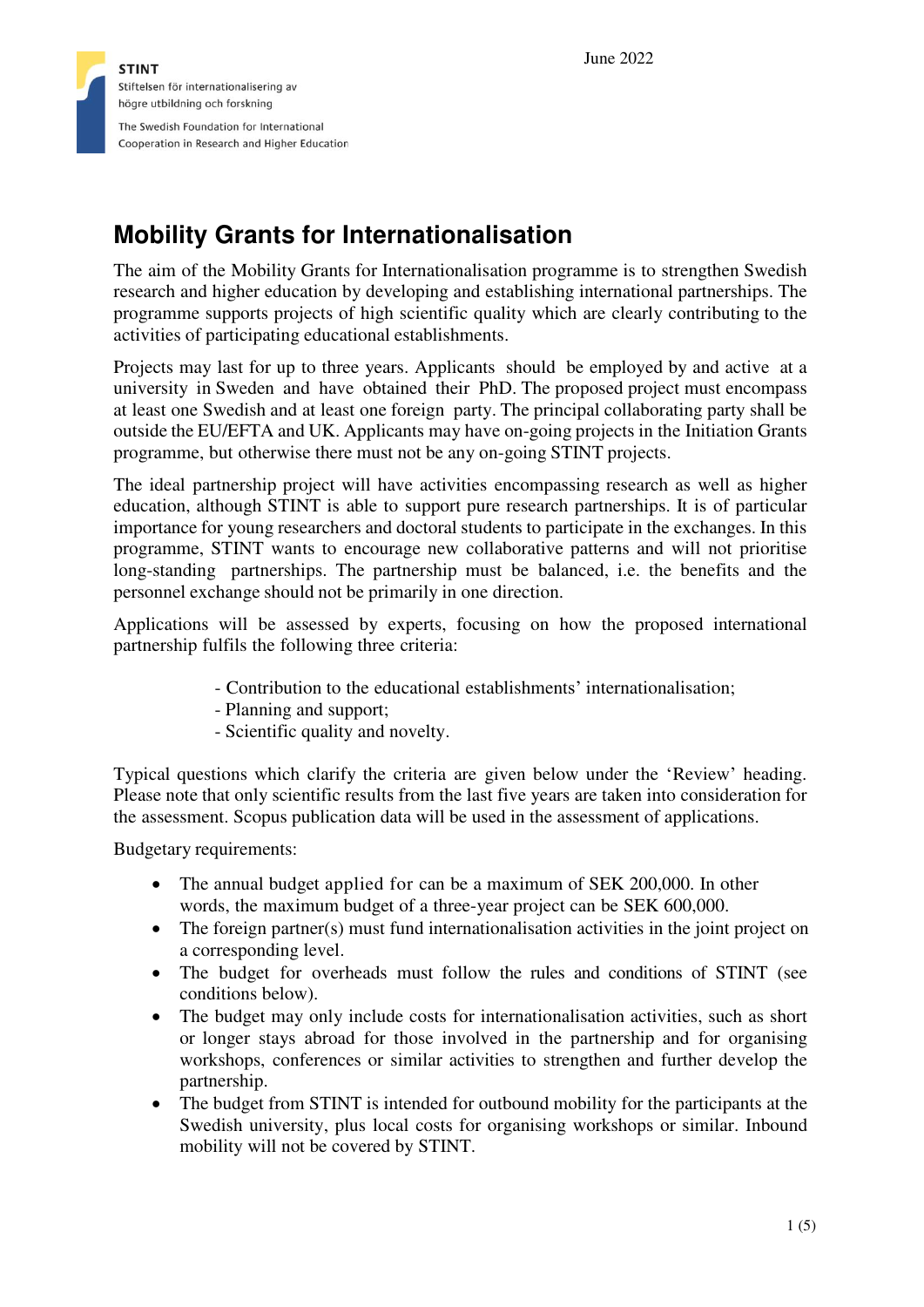STINT
Stiftelsen för internationalisering av högre utbildning och forskning
The Swedish Foundation for International Cooperation in Research and Higher Education

June 2022

# Mobility Grants for Internationalisation

The aim of the Mobility Grants for Internationalisation programme is to strengthen Swedish research and higher education by developing and establishing international partnerships. The programme supports projects of high scientific quality which are clearly contributing to the activities of participating educational establishments.

Projects may last for up to three years. Applicants should be employed by and active at a university in Sweden and have obtained their PhD. The proposed project must encompass at least one Swedish and at least one foreign party. The principal collaborating party shall be outside the EU/EFTA and UK. Applicants may have on-going projects in the Initiation Grants programme, but otherwise there must not be any on-going STINT projects.

The ideal partnership project will have activities encompassing research as well as higher education, although STINT is able to support pure research partnerships. It is of particular importance for young researchers and doctoral students to participate in the exchanges. In this programme, STINT wants to encourage new collaborative patterns and will not prioritise long-standing partnerships. The partnership must be balanced, i.e. the benefits and the personnel exchange should not be primarily in one direction.

Applications will be assessed by experts, focusing on how the proposed international partnership fulfils the following three criteria:

- Contribution to the educational establishments' internationalisation;
- Planning and support;
- Scientific quality and novelty.

Typical questions which clarify the criteria are given below under the 'Review' heading. Please note that only scientific results from the last five years are taken into consideration for the assessment. Scopus publication data will be used in the assessment of applications.

Budgetary requirements:

- The annual budget applied for can be a maximum of SEK 200,000. In other words, the maximum budget of a three-year project can be SEK 600,000.
- The foreign partner(s) must fund internationalisation activities in the joint project on a corresponding level.
- The budget for overheads must follow the rules and conditions of STINT (see conditions below).
- The budget may only include costs for internationalisation activities, such as short or longer stays abroad for those involved in the partnership and for organising workshops, conferences or similar activities to strengthen and further develop the partnership.
- The budget from STINT is intended for outbound mobility for the participants at the Swedish university, plus local costs for organising workshops or similar. Inbound mobility will not be covered by STINT.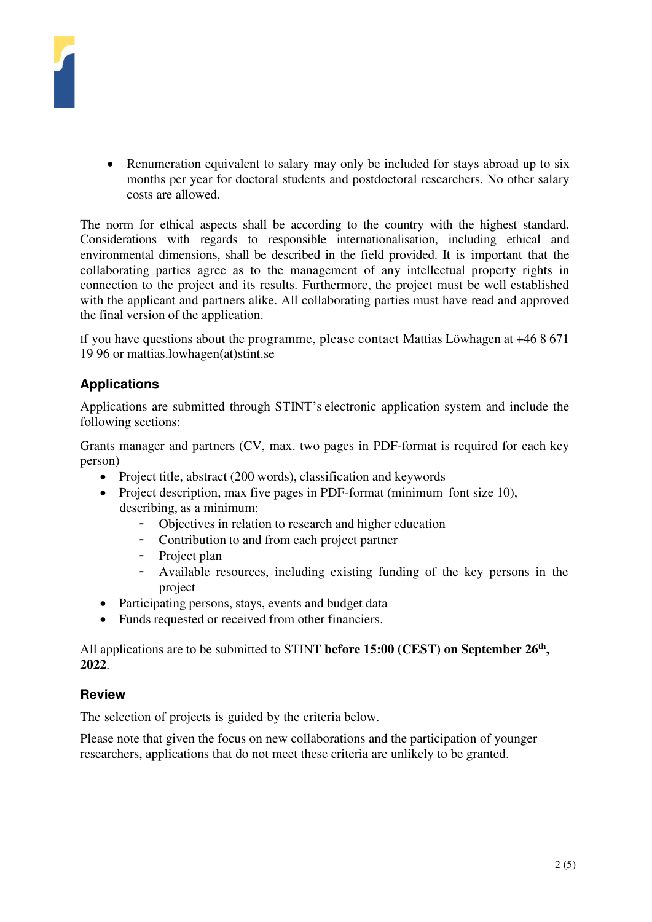- Renumeration equivalent to salary may only be included for stays abroad up to six months per year for doctoral students and postdoctoral researchers. No other salary costs are allowed.

The norm for ethical aspects shall be according to the country with the highest standard. Considerations with regards to responsible internationalisation, including ethical and environmental dimensions, shall be described in the field provided. It is important that the collaborating parties agree as to the management of any intellectual property rights in connection to the project and its results. Furthermore, the project must be well established with the applicant and partners alike. All collaborating parties must have read and approved the final version of the application.

If you have questions about the programme, please contact Mattias Löwhagen at +46 8 671 19 96 or mattias.lowhagen(at)stint.se

## Applications

Applications are submitted through STINT's electronic application system and include the following sections:

Grants manager and partners (CV, max. two pages in PDF-format is required for each key person)

- Project title, abstract (200 words), classification and keywords
- Project description, max five pages in PDF-format (minimum font size 10), describing, as a minimum:
  - Objectives in relation to research and higher education
  - Contribution to and from each project partner
  - Project plan
  - Available resources, including existing funding of the key persons in the project
- Participating persons, stays, events and budget data
- Funds requested or received from other financiers.

All applications are to be submitted to STINT **before 15:00 (CEST) on September 26th, 2022**.

## Review

The selection of projects is guided by the criteria below.

Please note that given the focus on new collaborations and the participation of younger researchers, applications that do not meet these criteria are unlikely to be granted.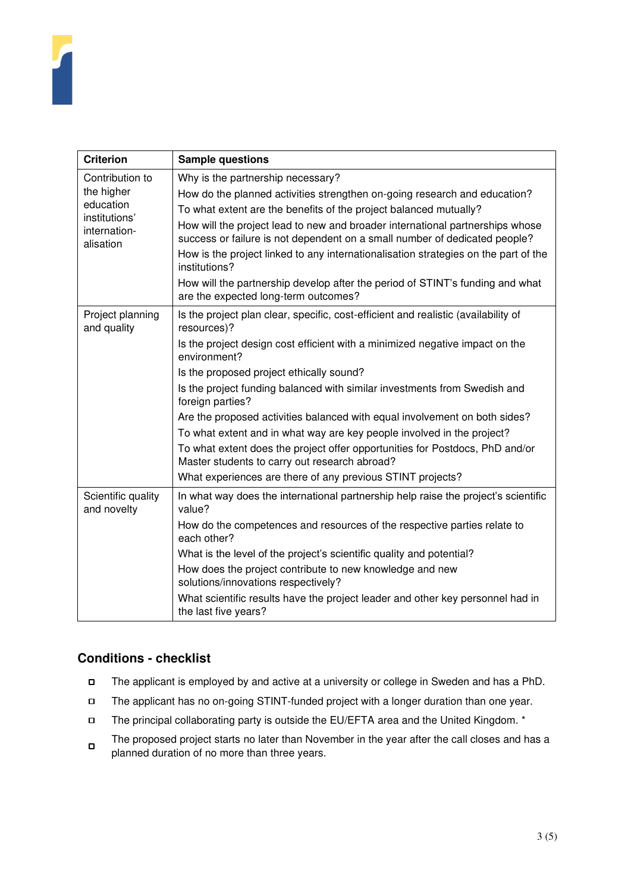| Criterion | Sample questions |
|---|---|
| Contribution to the higher education institutions' internation-alisation | Why is the partnership necessary?<br>How do the planned activities strengthen on-going research and education?<br>To what extent are the benefits of the project balanced mutually?<br>How will the project lead to new and broader international partnerships whose success or failure is not dependent on a small number of dedicated people?<br>How is the project linked to any internationalisation strategies on the part of the institutions?<br>How will the partnership develop after the period of STINT's funding and what are the expected long-term outcomes? |
| Project planning and quality | Is the project plan clear, specific, cost-efficient and realistic (availability of resources)?<br>Is the project design cost efficient with a minimized negative impact on the environment?<br>Is the proposed project ethically sound?<br>Is the project funding balanced with similar investments from Swedish and foreign parties?<br>Are the proposed activities balanced with equal involvement on both sides?<br>To what extent and in what way are key people involved in the project?<br>To what extent does the project offer opportunities for Postdocs, PhD and/or Master students to carry out research abroad?<br>What experiences are there of any previous STINT projects? |
| Scientific quality and novelty | In what way does the international partnership help raise the project's scientific value?<br>How do the competences and resources of the respective parties relate to each other?<br>What is the level of the project's scientific quality and potential?<br>How does the project contribute to new knowledge and new solutions/innovations respectively?<br>What scientific results have the project leader and other key personnel had in the last five years? |

## Conditions - checklist

- ☐ The applicant is employed by and active at a university or college in Sweden and has a PhD.
- ☐ The applicant has no on-going STINT-funded project with a longer duration than one year.
- ☐ The principal collaborating party is outside the EU/EFTA area and the United Kingdom. *
- ☐ The proposed project starts no later than November in the year after the call closes and has a planned duration of no more than three years.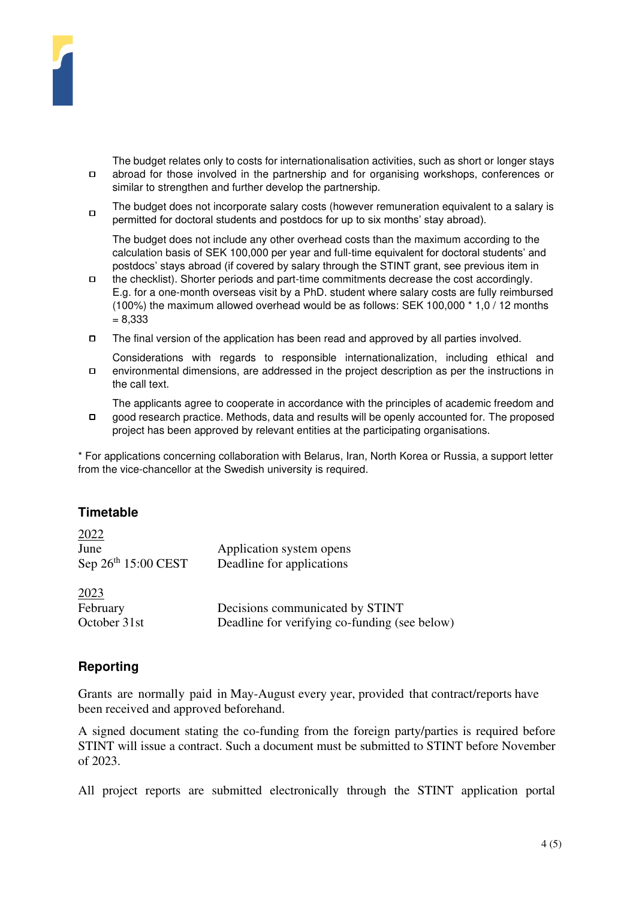- ☐ The budget relates only to costs for internationalisation activities, such as short or longer stays abroad for those involved in the partnership and for organising workshops, conferences or similar to strengthen and further develop the partnership.
- ☐ The budget does not incorporate salary costs (however remuneration equivalent to a salary is permitted for doctoral students and postdocs for up to six months' stay abroad).
- ☐ The budget does not include any other overhead costs than the maximum according to the calculation basis of SEK 100,000 per year and full-time equivalent for doctoral students' and postdocs' stays abroad (if covered by salary through the STINT grant, see previous item in the checklist). Shorter periods and part-time commitments decrease the cost accordingly. E.g. for a one-month overseas visit by a PhD. student where salary costs are fully reimbursed (100%) the maximum allowed overhead would be as follows: SEK 100,000 * 1,0 / 12 months = 8,333
- ☐ The final version of the application has been read and approved by all parties involved.
- ☐ Considerations with regards to responsible internationalization, including ethical and environmental dimensions, are addressed in the project description as per the instructions in the call text.
- ☐ The applicants agree to cooperate in accordance with the principles of academic freedom and good research practice. Methods, data and results will be openly accounted for. The proposed project has been approved by relevant entities at the participating organisations.

* For applications concerning collaboration with Belarus, Iran, North Korea or Russia, a support letter from the vice-chancellor at the Swedish university is required.

## Timetable

<u>2022</u>

| | |
|---|---|
| June | Application system opens |
| Sep 26th 15:00 CEST | Deadline for applications |

<u>2023</u>

| | |
|---|---|
| February | Decisions communicated by STINT |
| October 31st | Deadline for verifying co-funding (see below) |

## Reporting

Grants are normally paid in May-August every year, provided that contract/reports have been received and approved beforehand.

A signed document stating the co-funding from the foreign party/parties is required before STINT will issue a contract. Such a document must be submitted to STINT before November of 2023.

All project reports are submitted electronically through the STINT application portal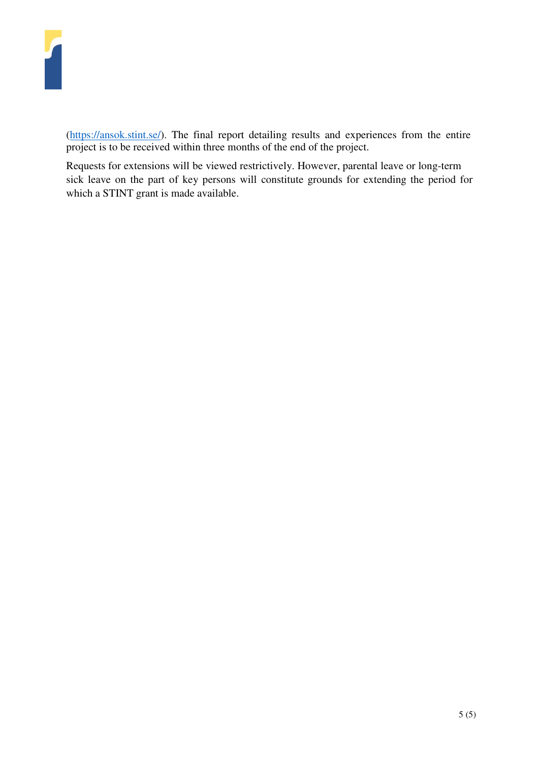(https://ansok.stint.se/). The final report detailing results and experiences from the entire project is to be received within three months of the end of the project.

Requests for extensions will be viewed restrictively. However, parental leave or long-term sick leave on the part of key persons will constitute grounds for extending the period for which a STINT grant is made available.